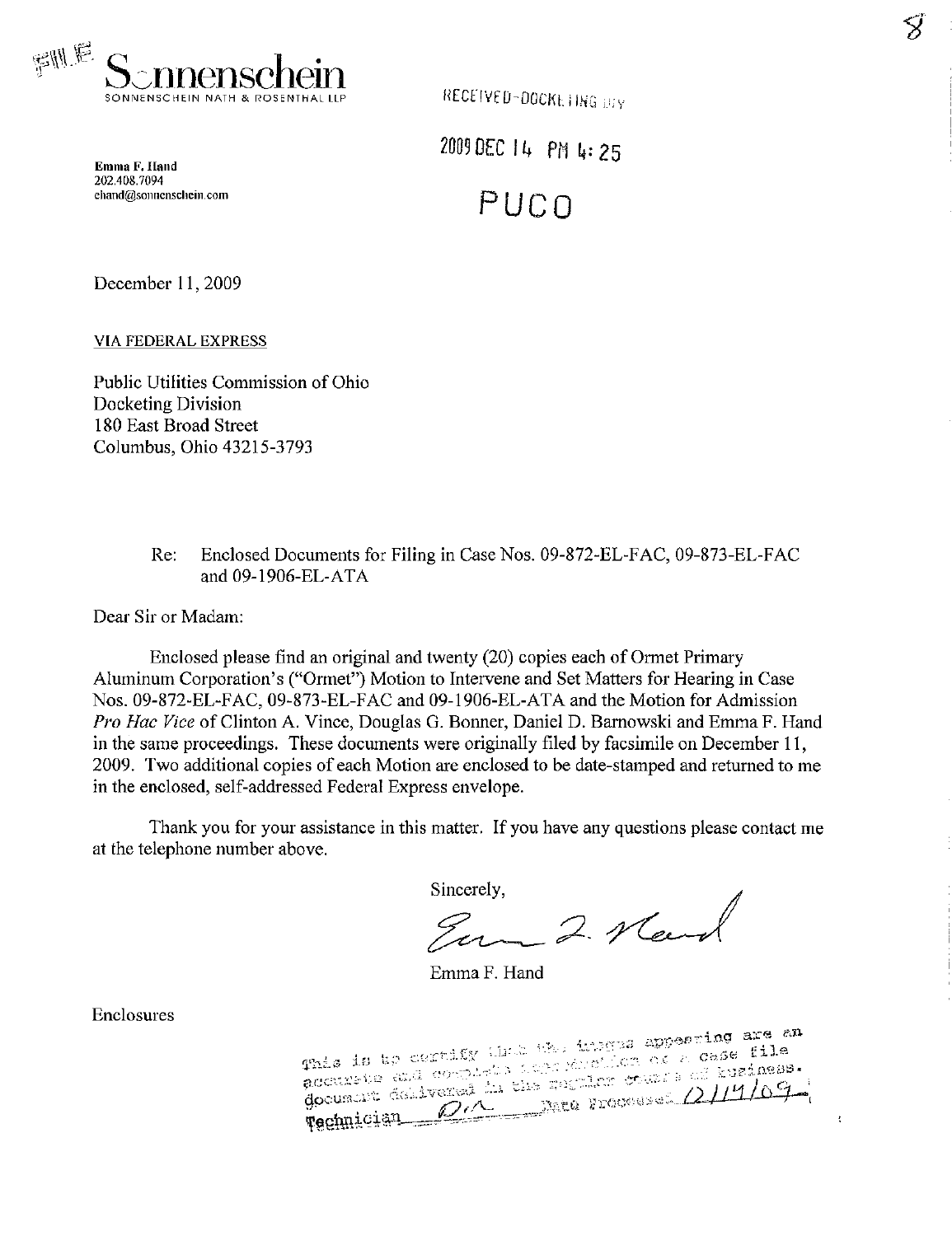FILE

**Sonnenschein**
SONNENSCHEIN NATH & ROSENTHAL LLP

RECEIVED-DOCKETING DIV

2009 DEC 14 PM 4:25

PUCO

**Emma F. Hand**
202.408.7094
ehand@sonnenschein.com

December 11, 2009

VIA FEDERAL EXPRESS

Public Utilities Commission of Ohio
Docketing Division
180 East Broad Street
Columbus, Ohio 43215-3793

Re: Enclosed Documents for Filing in Case Nos. 09-872-EL-FAC, 09-873-EL-FAC and 09-1906-EL-ATA

Dear Sir or Madam:

Enclosed please find an original and twenty (20) copies each of Ormet Primary Aluminum Corporation's ("Ormet") Motion to Intervene and Set Matters for Hearing in Case Nos. 09-872-EL-FAC, 09-873-EL-FAC and 09-1906-EL-ATA and the Motion for Admission *Pro Hac Vice* of Clinton A. Vince, Douglas G. Bonner, Daniel D. Barnowski and Emma F. Hand in the same proceedings. These documents were originally filed by facsimile on December 11, 2009. Two additional copies of each Motion are enclosed to be date-stamped and returned to me in the enclosed, self-addressed Federal Express envelope.

Thank you for your assistance in this matter. If you have any questions please contact me at the telephone number above.

Sincerely,

Emma F. Hand

Emma F. Hand

Enclosures

This is to certify that the images appearing are an accurate and complete reproduction of a case file document delivered in the regular course of business. Technician DA Date Processed 12/14/09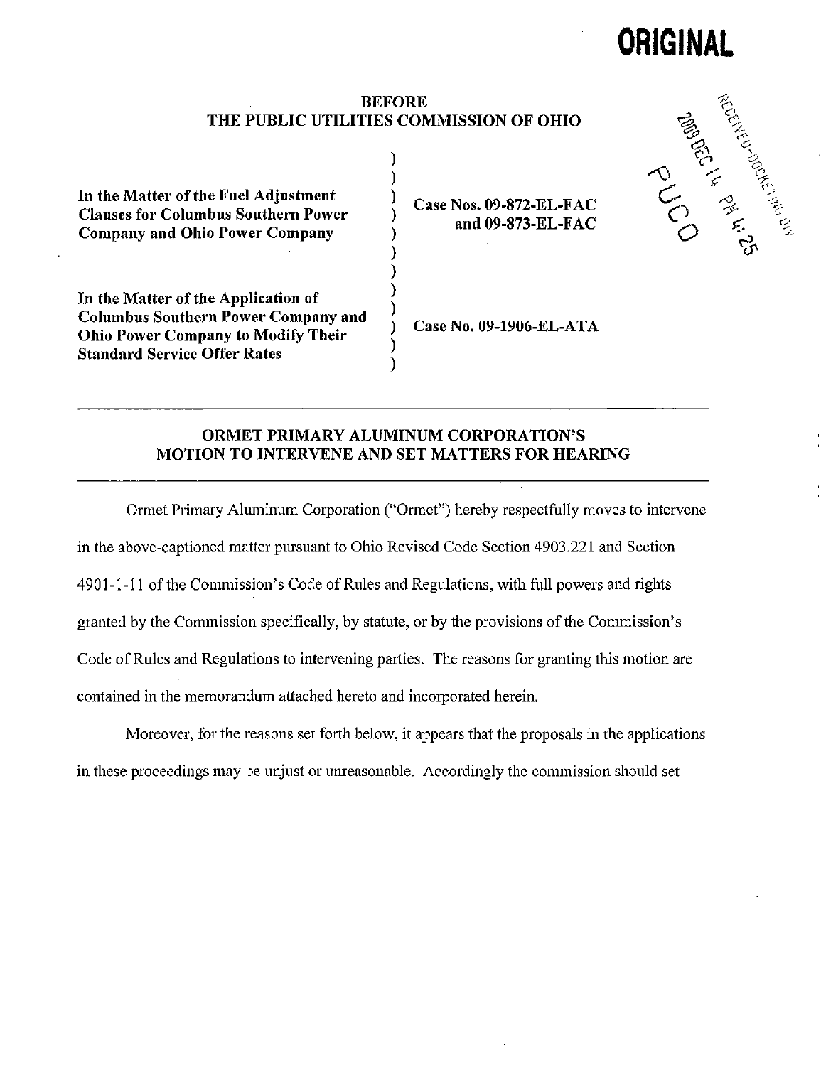**ORIGINAL**

**BEFORE**
**THE PUBLIC UTILITIES COMMISSION OF OHIO**

RECEIVED-DOCKETING DIV
2009 DEC 14 PM 4:25
PUCO

| | | |
|---|---|---|
| **In the Matter of the Fuel Adjustment Clauses for Columbus Southern Power Company and Ohio Power Company** | ) | **Case Nos. 09-872-EL-FAC and 09-873-EL-FAC** |
| **In the Matter of the Application of Columbus Southern Power Company and Ohio Power Company to Modify Their Standard Service Offer Rates** | ) | **Case No. 09-1906-EL-ATA** |

---

## ORMET PRIMARY ALUMINUM CORPORATION'S MOTION TO INTERVENE AND SET MATTERS FOR HEARING

---

Ormet Primary Aluminum Corporation ("Ormet") hereby respectfully moves to intervene in the above-captioned matter pursuant to Ohio Revised Code Section 4903.221 and Section 4901-1-11 of the Commission's Code of Rules and Regulations, with full powers and rights granted by the Commission specifically, by statute, or by the provisions of the Commission's Code of Rules and Regulations to intervening parties. The reasons for granting this motion are contained in the memorandum attached hereto and incorporated herein.

Moreover, for the reasons set forth below, it appears that the proposals in the applications in these proceedings may be unjust or unreasonable. Accordingly the commission should set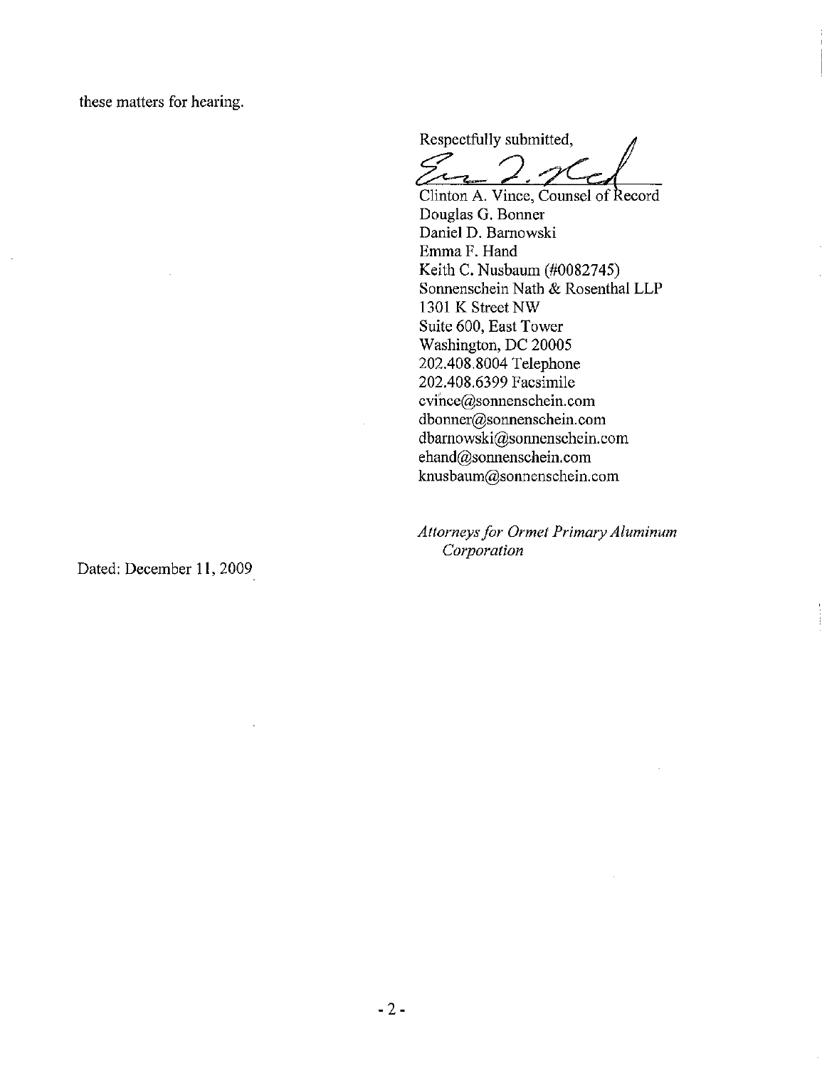these matters for hearing.

Respectfully submitted,

Clinton A. Vince, Counsel of Record
Douglas G. Bonner
Daniel D. Barnowski
Emma F. Hand
Keith C. Nusbaum (#0082745)
Sonnenschein Nath & Rosenthal LLP
1301 K Street NW
Suite 600, East Tower
Washington, DC 20005
202.408.8004 Telephone
202.408.6399 Facsimile
cvince@sonnenschein.com
dbonner@sonnenschein.com
dbarnowski@sonnenschein.com
ehand@sonnenschein.com
knusbaum@sonnenschein.com

*Attorneys for Ormet Primary Aluminum Corporation*

Dated: December 11, 2009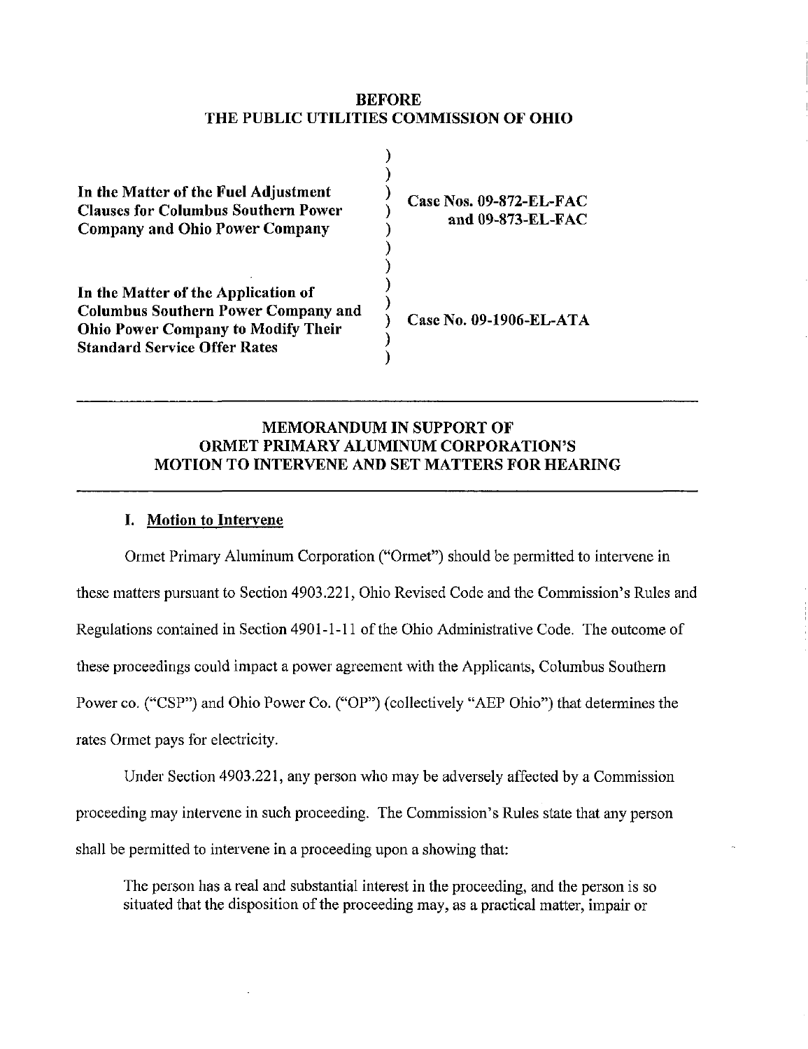**BEFORE**
**THE PUBLIC UTILITIES COMMISSION OF OHIO**

| | | |
|---|---|---|
| **In the Matter of the Fuel Adjustment Clauses for Columbus Southern Power Company and Ohio Power Company** | ) | **Case Nos. 09-872-EL-FAC and 09-873-EL-FAC** |
| **In the Matter of the Application of Columbus Southern Power Company and Ohio Power Company to Modify Their Standard Service Offer Rates** | ) | **Case No. 09-1906-EL-ATA** |

---

**MEMORANDUM IN SUPPORT OF ORMET PRIMARY ALUMINUM CORPORATION'S MOTION TO INTERVENE AND SET MATTERS FOR HEARING**

---

## I. Motion to Intervene

Ormet Primary Aluminum Corporation ("Ormet") should be permitted to intervene in these matters pursuant to Section 4903.221, Ohio Revised Code and the Commission's Rules and Regulations contained in Section 4901-1-11 of the Ohio Administrative Code. The outcome of these proceedings could impact a power agreement with the Applicants, Columbus Southern Power co. ("CSP") and Ohio Power Co. ("OP") (collectively "AEP Ohio") that determines the rates Ormet pays for electricity.

Under Section 4903.221, any person who may be adversely affected by a Commission proceeding may intervene in such proceeding. The Commission's Rules state that any person shall be permitted to intervene in a proceeding upon a showing that:

> The person has a real and substantial interest in the proceeding, and the person is so situated that the disposition of the proceeding may, as a practical matter, impair or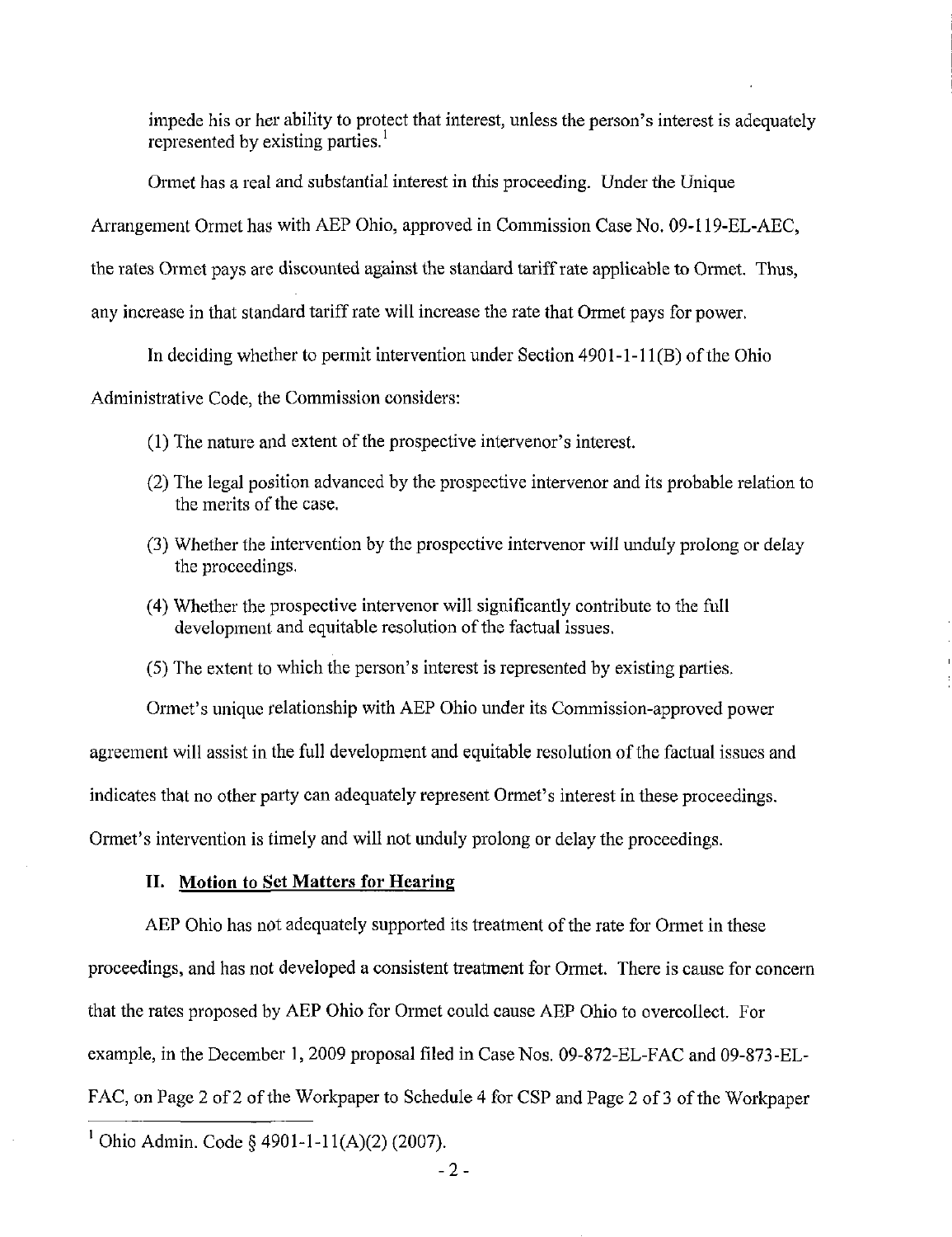impede his or her ability to protect that interest, unless the person's interest is adequately represented by existing parties.[1]

Ormet has a real and substantial interest in this proceeding. Under the Unique Arrangement Ormet has with AEP Ohio, approved in Commission Case No. 09-119-EL-AEC, the rates Ormet pays are discounted against the standard tariff rate applicable to Ormet. Thus, any increase in that standard tariff rate will increase the rate that Ormet pays for power.

In deciding whether to permit intervention under Section 4901-1-11(B) of the Ohio Administrative Code, the Commission considers:

(1) The nature and extent of the prospective intervenor's interest.

(2) The legal position advanced by the prospective intervenor and its probable relation to the merits of the case.

(3) Whether the intervention by the prospective intervenor will unduly prolong or delay the proceedings.

(4) Whether the prospective intervenor will significantly contribute to the full development and equitable resolution of the factual issues.

(5) The extent to which the person's interest is represented by existing parties.

Ormet's unique relationship with AEP Ohio under its Commission-approved power agreement will assist in the full development and equitable resolution of the factual issues and indicates that no other party can adequately represent Ormet's interest in these proceedings. Ormet's intervention is timely and will not unduly prolong or delay the proceedings.

## II. Motion to Set Matters for Hearing

AEP Ohio has not adequately supported its treatment of the rate for Ormet in these proceedings, and has not developed a consistent treatment for Ormet. There is cause for concern that the rates proposed by AEP Ohio for Ormet could cause AEP Ohio to overcollect. For example, in the December 1, 2009 proposal filed in Case Nos. 09-872-EL-FAC and 09-873-EL-FAC, on Page 2 of 2 of the Workpaper to Schedule 4 for CSP and Page 2 of 3 of the Workpaper

[1] Ohio Admin. Code § 4901-1-11(A)(2) (2007).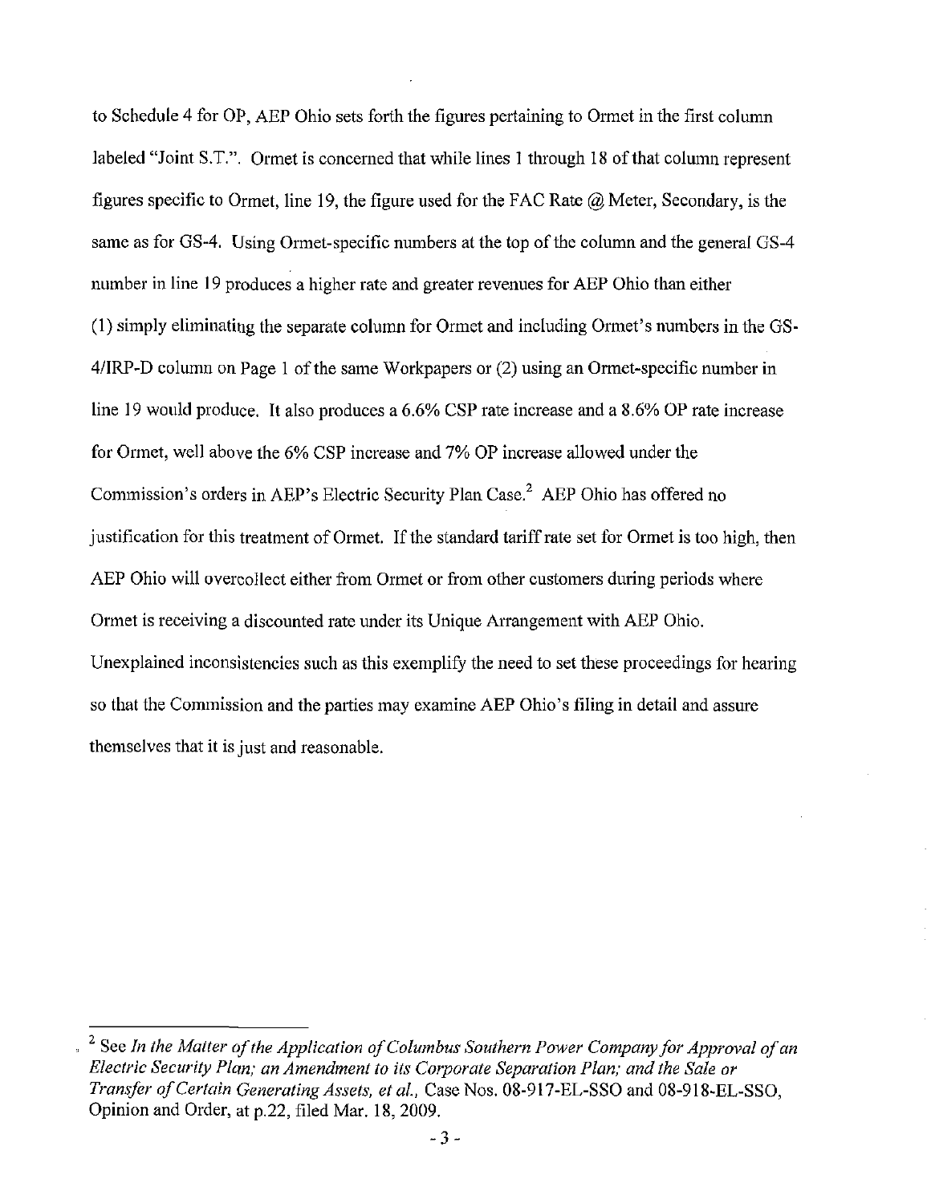to Schedule 4 for OP, AEP Ohio sets forth the figures pertaining to Ormet in the first column labeled "Joint S.T.". Ormet is concerned that while lines 1 through 18 of that column represent figures specific to Ormet, line 19, the figure used for the FAC Rate @ Meter, Secondary, is the same as for GS-4. Using Ormet-specific numbers at the top of the column and the general GS-4 number in line 19 produces a higher rate and greater revenues for AEP Ohio than either (1) simply eliminating the separate column for Ormet and including Ormet's numbers in the GS-4/IRP-D column on Page 1 of the same Workpapers or (2) using an Ormet-specific number in line 19 would produce. It also produces a 6.6% CSP rate increase and a 8.6% OP rate increase for Ormet, well above the 6% CSP increase and 7% OP increase allowed under the Commission's orders in AEP's Electric Security Plan Case.[2] AEP Ohio has offered no justification for this treatment of Ormet. If the standard tariff rate set for Ormet is too high, then AEP Ohio will overcollect either from Ormet or from other customers during periods where Ormet is receiving a discounted rate under its Unique Arrangement with AEP Ohio. Unexplained inconsistencies such as this exemplify the need to set these proceedings for hearing so that the Commission and the parties may examine AEP Ohio's filing in detail and assure themselves that it is just and reasonable.

---

[2] See *In the Matter of the Application of Columbus Southern Power Company for Approval of an Electric Security Plan; an Amendment to its Corporate Separation Plan; and the Sale or Transfer of Certain Generating Assets, et al.,* Case Nos. 08-917-EL-SSO and 08-918-EL-SSO, Opinion and Order, at p.22, filed Mar. 18, 2009.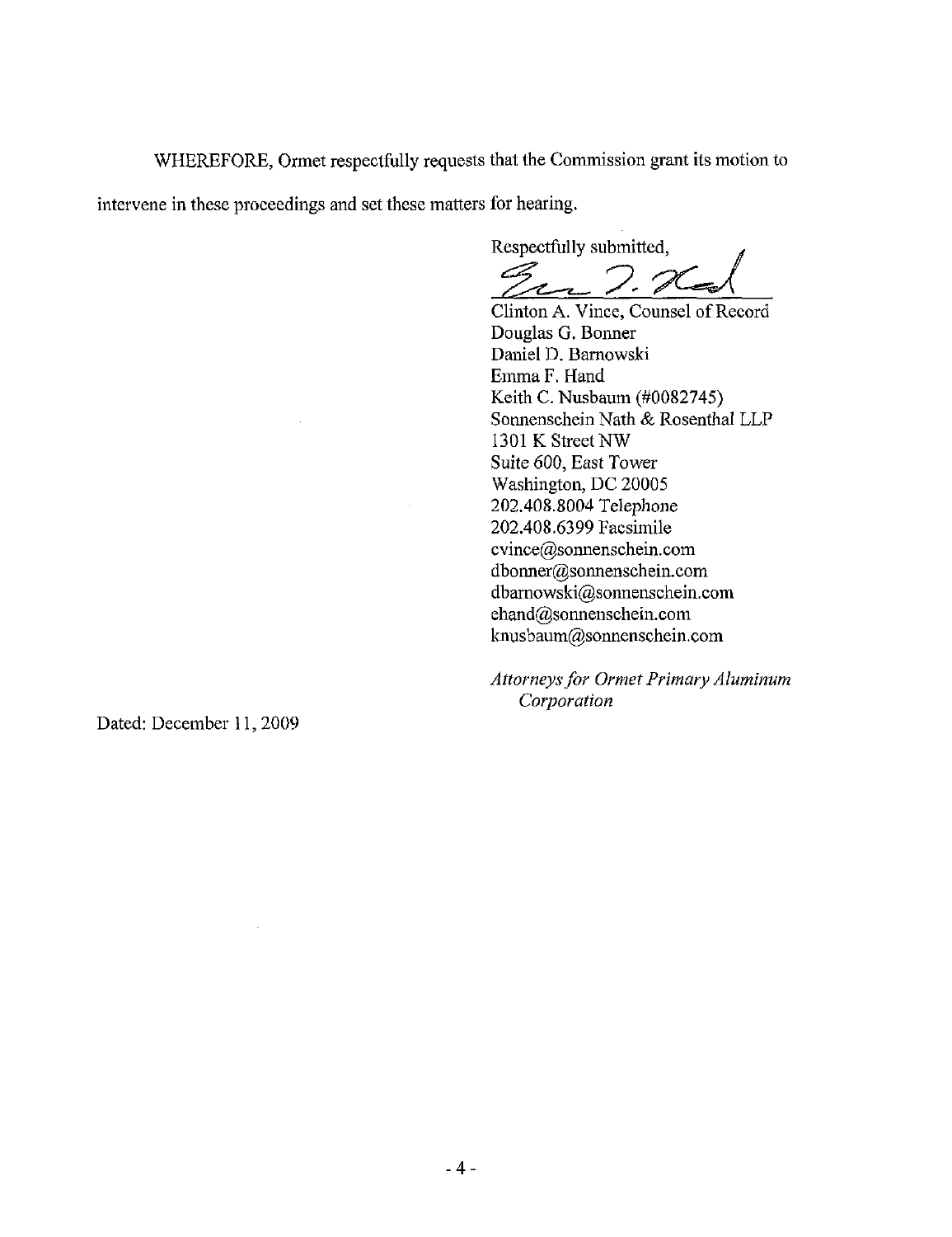WHEREFORE, Ormet respectfully requests that the Commission grant its motion to intervene in these proceedings and set these matters for hearing.

Respectfully submitted,

Clinton A. Vince, Counsel of Record
Douglas G. Bonner
Daniel D. Barnowski
Emma F. Hand
Keith C. Nusbaum (#0082745)
Sonnenschein Nath & Rosenthal LLP
1301 K Street NW
Suite 600, East Tower
Washington, DC 20005
202.408.8004 Telephone
202.408.6399 Facsimile
cvince@sonnenschein.com
dbonner@sonnenschein.com
dbarnowski@sonnenschein.com
ehand@sonnenschein.com
knusbaum@sonnenschein.com

*Attorneys for Ormet Primary Aluminum Corporation*

Dated: December 11, 2009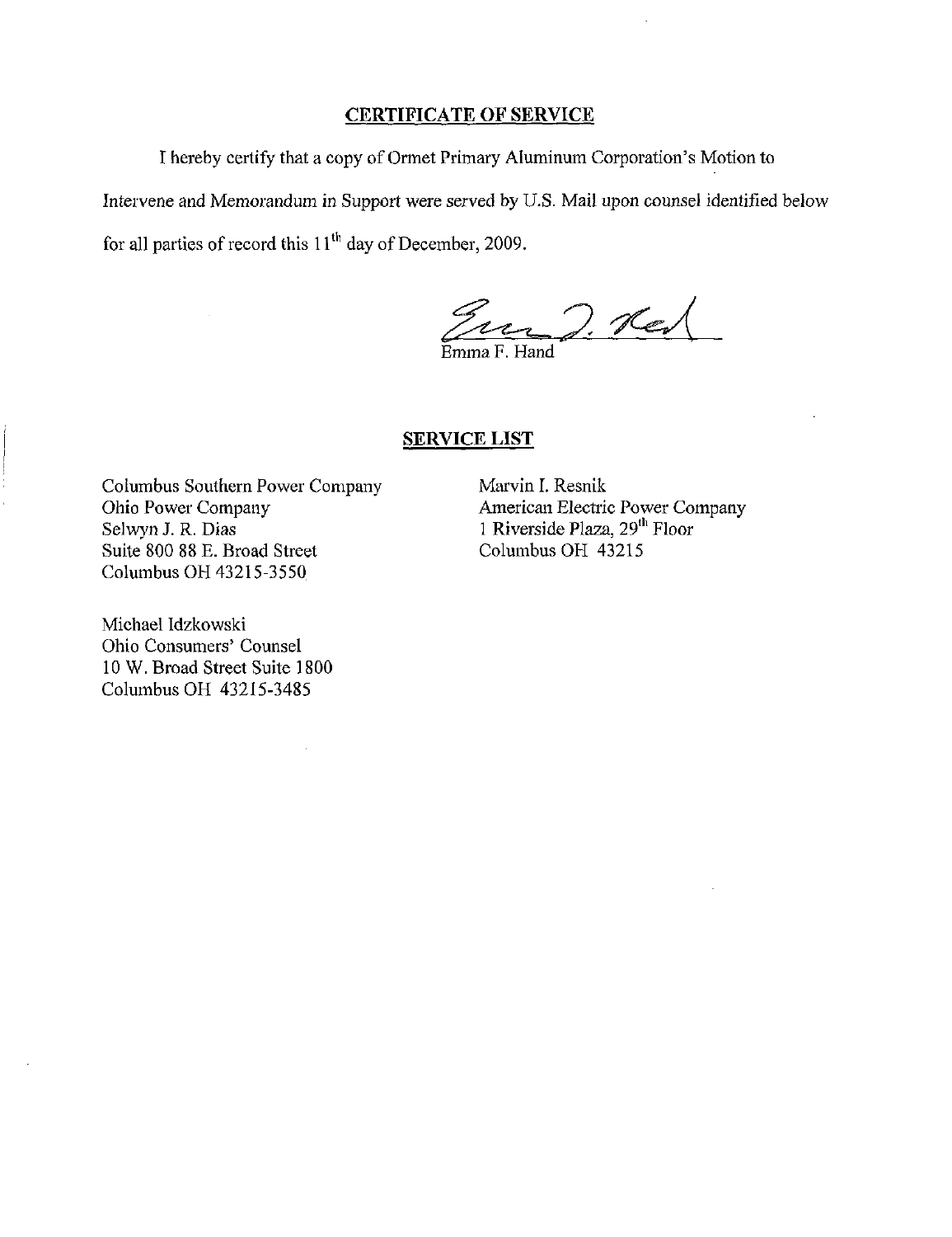## CERTIFICATE OF SERVICE

I hereby certify that a copy of Ormet Primary Aluminum Corporation's Motion to Intervene and Memorandum in Support were served by U.S. Mail upon counsel identified below for all parties of record this 11th day of December, 2009.

Emma F. Hand

## SERVICE LIST

Columbus Southern Power Company
Ohio Power Company
Selwyn J. R. Dias
Suite 800 88 E. Broad Street
Columbus OH 43215-3550

Marvin I. Resnik
American Electric Power Company
1 Riverside Plaza, 29th Floor
Columbus OH 43215

Michael Idzkowski
Ohio Consumers' Counsel
10 W. Broad Street Suite 1800
Columbus OH 43215-3485